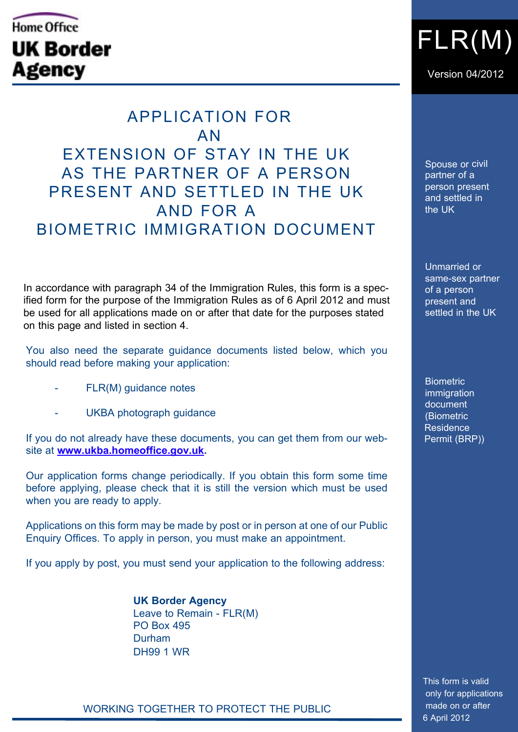Home Office

**UK Border Agency**

# FLR(M)

Version 04/2012

# APPLICATION FOR AN EXTENSION OF STAY IN THE UK AS THE PARTNER OF A PERSON PRESENT AND SETTLED IN THE UK AND FOR A BIOMETRIC IMMIGRATION DOCUMENT

In accordance with paragraph 34 of the Immigration Rules, this form is a specified form for the purpose of the Immigration Rules as of 6 April 2012 and must be used for all applications made on or after that date for the purposes stated on this page and listed in section 4.

You also need the separate guidance documents listed below, which you should read before making your application:

- FLR(M) guidance notes
- UKBA photograph guidance

If you do not already have these documents, you can get them from our website at **www.ukba.homeoffice.gov.uk**.

Our application forms change periodically. If you obtain this form some time before applying, please check that it is still the version which must be used when you are ready to apply.

Applications on this form may be made by post or in person at one of our Public Enquiry Offices. To apply in person, you must make an appointment.

If you apply by post, you must send your application to the following address:

**UK Border Agency**
Leave to Remain - FLR(M)
PO Box 495
Durham
DH99 1 WR

WORKING TOGETHER TO PROTECT THE PUBLIC

Spouse or civil partner of a person present and settled in the UK

Unmarried or same-sex partner of a person present and settled in the UK

Biometric immigration document (Biometric Residence Permit (BRP))

This form is valid only for applications made on or after 6 April 2012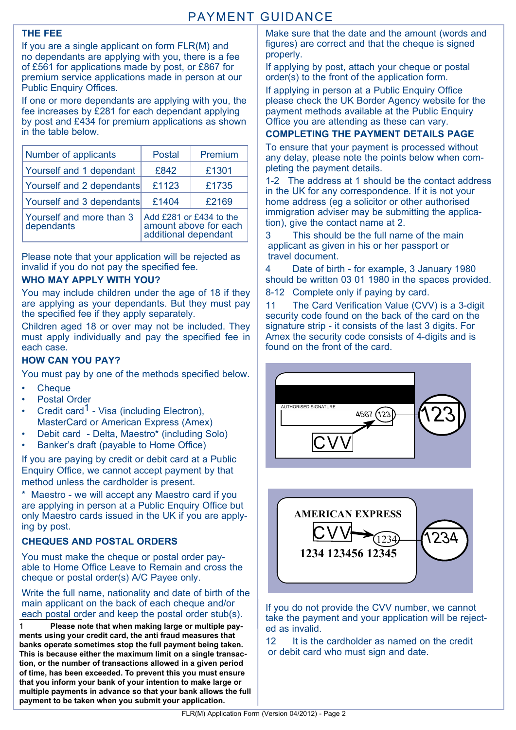# PAYMENT GUIDANCE

## THE FEE

If you are a single applicant on form FLR(M) and no dependants are applying with you, there is a fee of £561 for applications made by post, or £867 for premium service applications made in person at our Public Enquiry Offices.

If one or more dependants are applying with you, the fee increases by £281 for each dependant applying by post and £434 for premium applications as shown in the table below.

| Number of applicants | Postal | Premium |
|---|---|---|
| Yourself and 1 dependant | £842 | £1301 |
| Yourself and 2 dependants | £1123 | £1735 |
| Yourself and 3 dependants | £1404 | £2169 |
| Yourself and more than 3 dependants | Add £281 or £434 to the amount above for each additional dependant | |

Please note that your application will be rejected as invalid if you do not pay the specified fee.

## WHO MAY APPLY WITH YOU?

You may include children under the age of 18 if they are applying as your dependants. But they must pay the specified fee if they apply separately.

Children aged 18 or over may not be included. They must apply individually and pay the specified fee in each case.

## HOW CAN YOU PAY?

You must pay by one of the methods specified below.

- Cheque
- Postal Order
- Credit card[1] - Visa (including Electron), MasterCard or American Express (Amex)
- Debit card - Delta, Maestro* (including Solo)
- Banker's draft (payable to Home Office)

If you are paying by credit or debit card at a Public Enquiry Office, we cannot accept payment by that method unless the cardholder is present.

\* Maestro - we will accept any Maestro card if you are applying in person at a Public Enquiry Office but only Maestro cards issued in the UK if you are applying by post.

## CHEQUES AND POSTAL ORDERS

You must make the cheque or postal order payable to Home Office Leave to Remain and cross the cheque or postal order(s) A/C Payee only.

Write the full name, nationality and date of birth of the main applicant on the back of each cheque and/or each postal order and keep the postal order stub(s).

1 **Please note that when making large or multiple payments using your credit card, the anti fraud measures that banks operate sometimes stop the full payment being taken. This is because either the maximum limit on a single transaction, or the number of transactions allowed in a given period of time, has been exceeded. To prevent this you must ensure that you inform your bank of your intention to make large or multiple payments in advance so that your bank allows the full payment to be taken when you submit your application.**

Make sure that the date and the amount (words and figures) are correct and that the cheque is signed properly.

If applying by post, attach your cheque or postal order(s) to the front of the application form.

If applying in person at a Public Enquiry Office please check the UK Border Agency website for the payment methods available at the Public Enquiry Office you are attending as these can vary.

## COMPLETING THE PAYMENT DETAILS PAGE

To ensure that your payment is processed without any delay, please note the points below when completing the payment details.

1-2 The address at 1 should be the contact address in the UK for any correspondence. If it is not your home address (eg a solicitor or other authorised immigration adviser may be submitting the application), give the contact name at 2.

3 This should be the full name of the main applicant as given in his or her passport or travel document.

4 Date of birth - for example, 3 January 1980 should be written 03 01 1980 in the spaces provided.

8-12 Complete only if paying by card.

11 The Card Verification Value (CVV) is a 3-digit security code found on the back of the card on the signature strip - it consists of the last 3 digits. For Amex the security code consists of 4-digits and is found on the front of the card.

AUTHORISED SIGNATURE 4567 123 — CVV — 123

AMERICAN EXPRESS — CVV — 1234 — 1234 123456 12345 — 1234

If you do not provide the CVV number, we cannot take the payment and your application will be rejected as invalid.

12 It is the cardholder as named on the credit or debit card who must sign and date.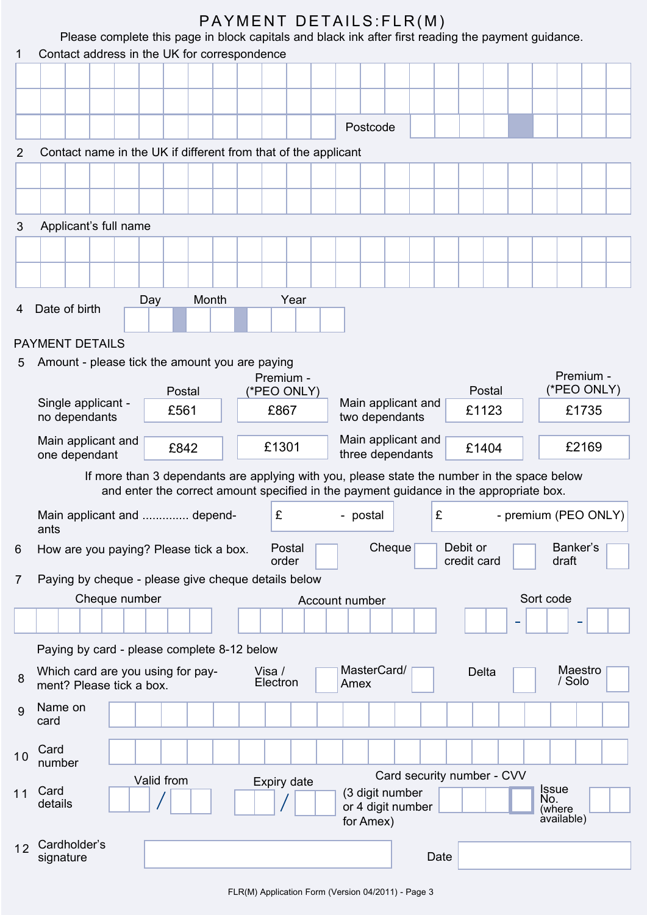# PAYMENT DETAILS:FLR(M)

Please complete this page in block capitals and black ink after first reading the payment guidance.

1 Contact address in the UK for correspondence

Postcode

2 Contact name in the UK if different from that of the applicant

3 Applicant's full name

4 Date of birth — Day / Month / Year

## PAYMENT DETAILS

5 Amount - please tick the amount you are paying

| | Postal | Premium - (*PEO ONLY) | | Postal | Premium - (*PEO ONLY) |
|---|---|---|---|---|---|
| Single applicant - no dependants | £561 | £867 | Main applicant and two dependants | £1123 | £1735 |
| Main applicant and one dependant | £842 | £1301 | Main applicant and three dependants | £1404 | £2169 |

If more than 3 dependants are applying with you, please state the number in the space below and enter the correct amount specified in the payment guidance in the appropriate box.

Main applicant and .............. dependants  £ - postal  £ - premium (PEO ONLY)

6 How are you paying? Please tick a box. Postal order ☐ Cheque ☐ Debit or credit card ☐ Banker's draft ☐

7 Paying by cheque - please give cheque details below

Cheque number | Account number | Sort code - -

Paying by card - please complete 8-12 below

8 Which card are you using for payment? Please tick a box. Visa / Electron ☐ MasterCard/ Amex ☐ Delta ☐ Maestro / Solo ☐

9 Name on card

10 Card number

11 Card details — Valid from / Expiry date / Card security number - CVV (3 digit number or 4 digit number for Amex) Issue No. (where available)

12 Cardholder's signature — Date

FLR(M) Application Form (Version 04/2011)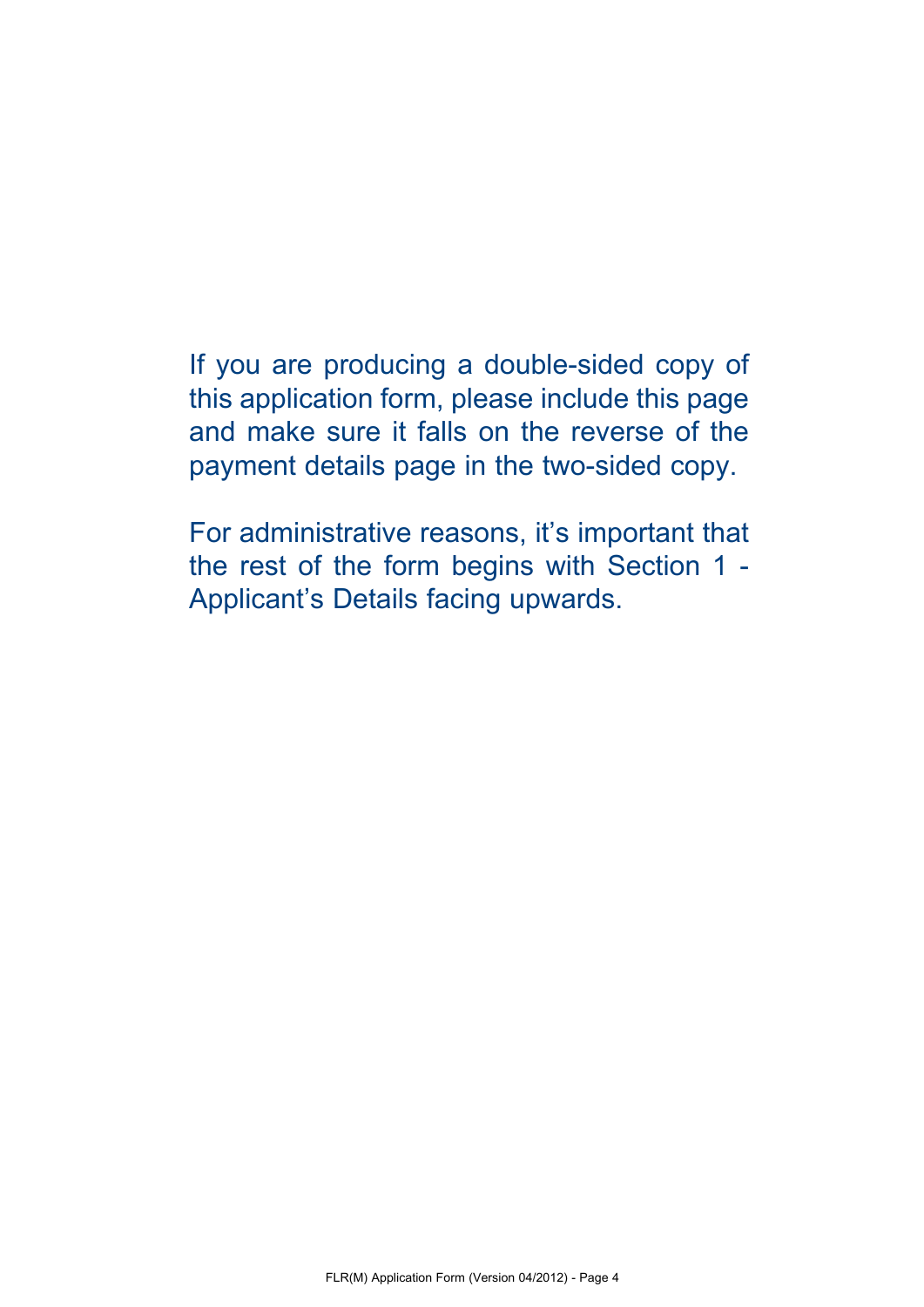If you are producing a double-sided copy of this application form, please include this page and make sure it falls on the reverse of the payment details page in the two-sided copy.

For administrative reasons, it's important that the rest of the form begins with Section 1 - Applicant's Details facing upwards.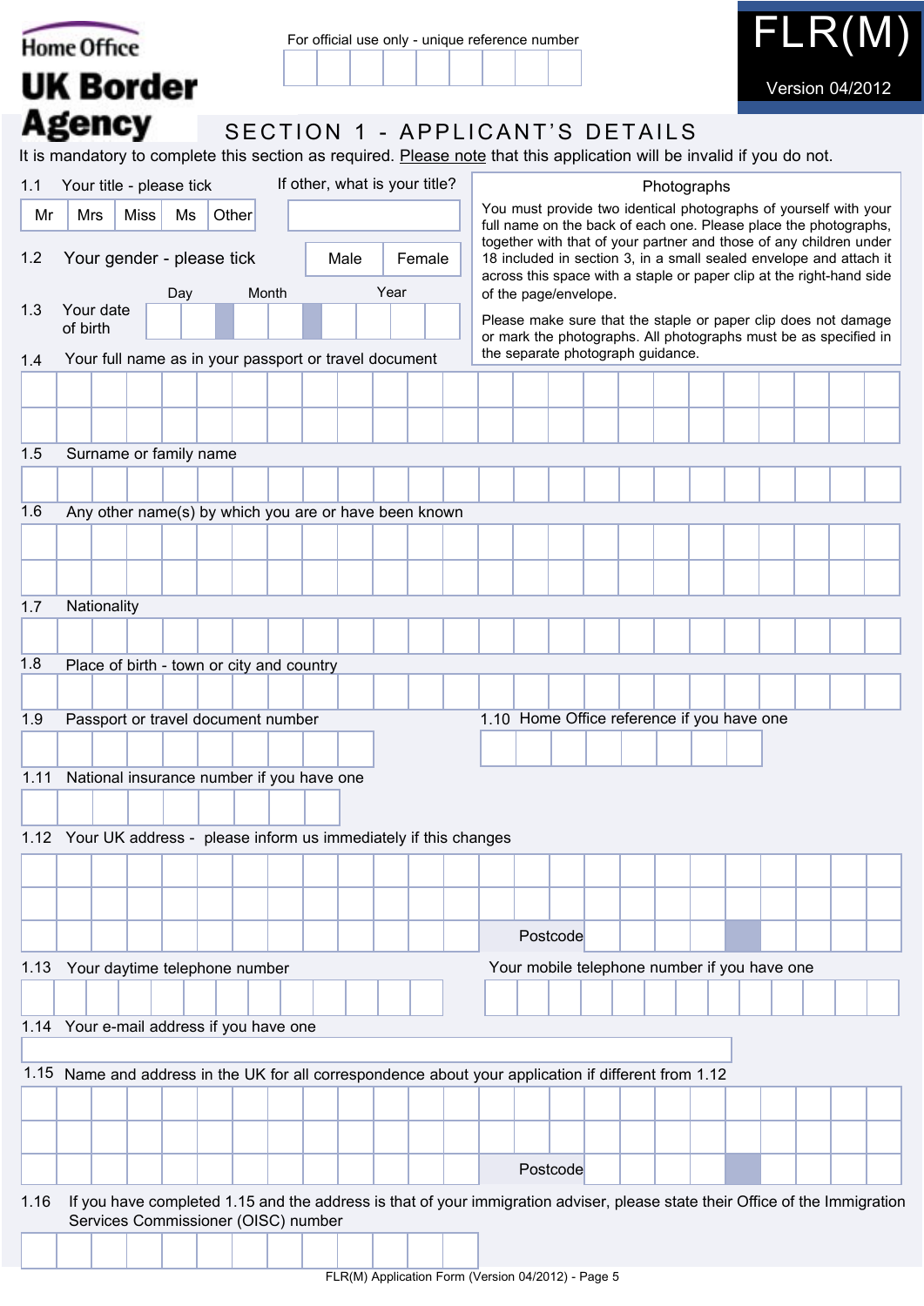Home Office

UK Border Agency

For official use only - unique reference number

FLR(M)

Version 04/2012

# SECTION 1 - APPLICANT'S DETAILS

It is mandatory to complete this section as required. Please note that this application will be invalid if you do not.

1.1 Your title - please tick

| Mr | Mrs | Miss | Ms | Other |
|---|---|---|---|---|

If other, what is your title?

1.2 Your gender - please tick

| Male | Female |
|---|---|

1.3 Your date of birth

Day Month Year

**Photographs**

You must provide two identical photographs of yourself with your full name on the back of each one. Please place the photographs, together with that of your partner and those of any children under 18 included in section 3, in a small sealed envelope and attach it across this space with a staple or paper clip at the right-hand side of the page/envelope.

Please make sure that the staple or paper clip does not damage or mark the photographs. All photographs must be as specified in the separate photograph guidance.

1.4 Your full name as in your passport or travel document

1.5 Surname or family name

1.6 Any other name(s) by which you are or have been known

1.7 Nationality

1.8 Place of birth - town or city and country

1.9 Passport or travel document number

1.10 Home Office reference if you have one

1.11 National insurance number if you have one

1.12 Your UK address - please inform us immediately if this changes

Postcode

1.13 Your daytime telephone number

Your mobile telephone number if you have one

1.14 Your e-mail address if you have one

1.15 Name and address in the UK for all correspondence about your application if different from 1.12

Postcode

1.16 If you have completed 1.15 and the address is that of your immigration adviser, please state their Office of the Immigration Services Commissioner (OISC) number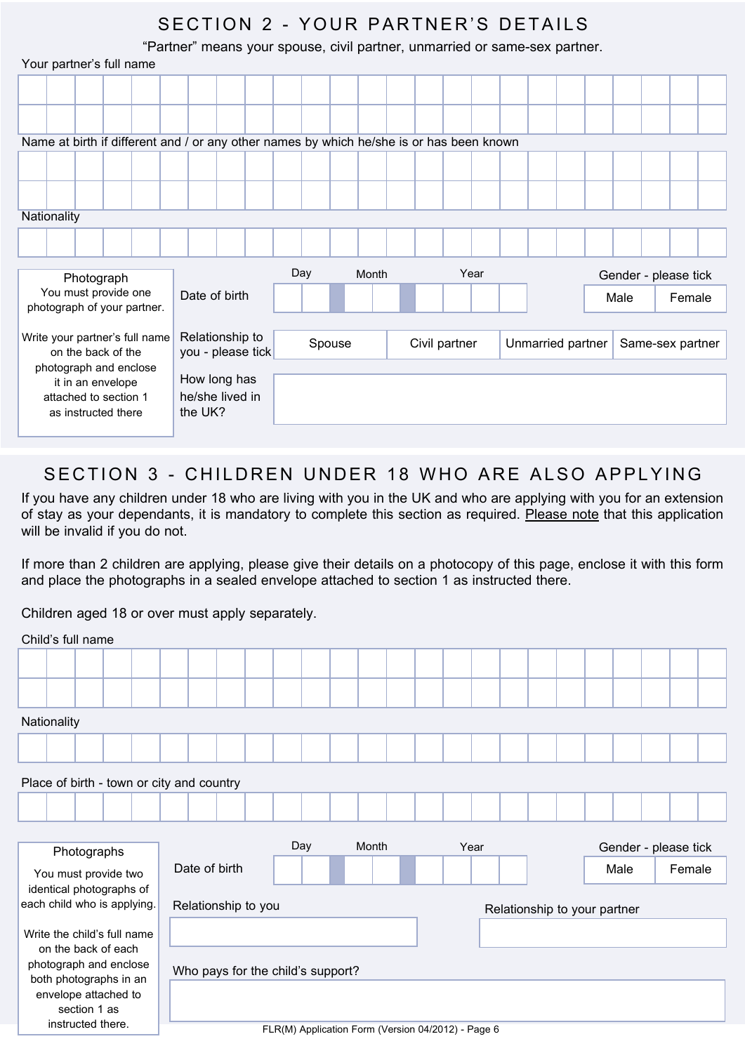## SECTION 2 - YOUR PARTNER'S DETAILS

"Partner" means your spouse, civil partner, unmarried or same-sex partner.

Your partner's full name

Name at birth if different and / or any other names by which he/she is or has been known

Nationality

**Photograph**
You must provide one photograph of your partner.

Write your partner's full name on the back of the photograph and enclose it in an envelope attached to section 1 as instructed there

Date of birth: Day | Month | Year

Gender - please tick: Male | Female

Relationship to you - please tick: Spouse | Civil partner | Unmarried partner | Same-sex partner

How long has he/she lived in the UK?

## SECTION 3 - CHILDREN UNDER 18 WHO ARE ALSO APPLYING

If you have any children under 18 who are living with you in the UK and who are applying with you for an extension of stay as your dependants, it is mandatory to complete this section as required. Please note that this application will be invalid if you do not.

If more than 2 children are applying, please give their details on a photocopy of this page, enclose it with this form and place the photographs in a sealed envelope attached to section 1 as instructed there.

Children aged 18 or over must apply separately.

Child's full name

Nationality

Place of birth - town or city and country

**Photographs**
You must provide two identical photographs of each child who is applying.

Write the child's full name on the back of each photograph and enclose both photographs in an envelope attached to section 1 as instructed there.

Date of birth: Day | Month | Year

Gender - please tick: Male | Female

Relationship to you

Relationship to your partner

Who pays for the child's support?

FLR(M) Application Form (Version 04/2012) - Page 6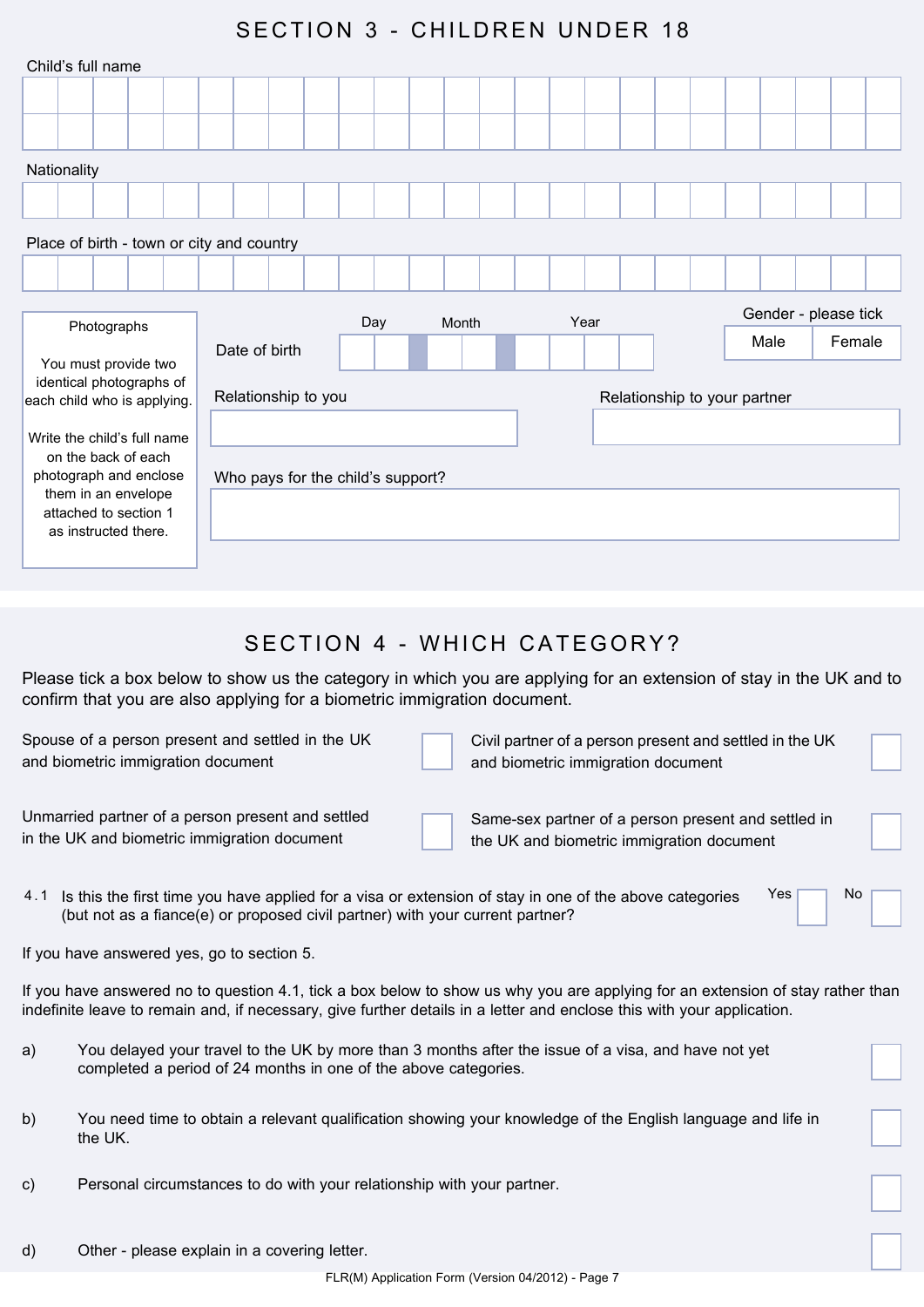## SECTION 3 - CHILDREN UNDER 18

Child's full name

Nationality

Place of birth - town or city and country

**Photographs**

You must provide two identical photographs of each child who is applying.

Write the child's full name on the back of each photograph and enclose them in an envelope attached to section 1 as instructed there.

Date of birth (Day / Month / Year)

Gender - please tick: Male ☐ Female ☐

Relationship to you

Relationship to your partner

Who pays for the child's support?

## SECTION 4 - WHICH CATEGORY?

Please tick a box below to show us the category in which you are applying for an extension of stay in the UK and to confirm that you are also applying for a biometric immigration document.

- Spouse of a person present and settled in the UK and biometric immigration document ☐
- Civil partner of a person present and settled in the UK and biometric immigration document ☐
- Unmarried partner of a person present and settled in the UK and biometric immigration document ☐
- Same-sex partner of a person present and settled in the UK and biometric immigration document ☐

4.1 Is this the first time you have applied for a visa or extension of stay in one of the above categories (but not as a fiance(e) or proposed civil partner) with your current partner? Yes ☐ No ☐

If you have answered yes, go to section 5.

If you have answered no to question 4.1, tick a box below to show us why you are applying for an extension of stay rather than indefinite leave to remain and, if necessary, give further details in a letter and enclose this with your application.

a) You delayed your travel to the UK by more than 3 months after the issue of a visa, and have not yet completed a period of 24 months in one of the above categories. ☐

b) You need time to obtain a relevant qualification showing your knowledge of the English language and life in the UK. ☐

c) Personal circumstances to do with your relationship with your partner. ☐

d) Other - please explain in a covering letter. ☐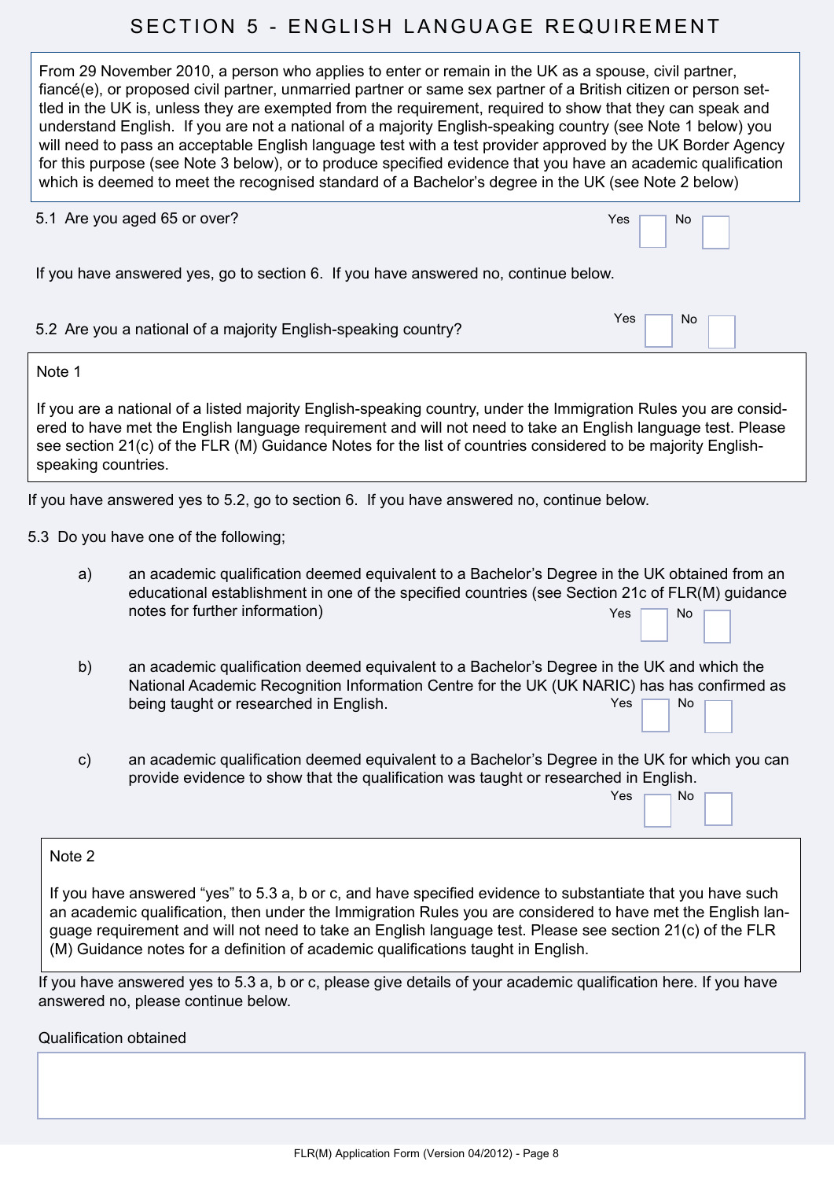# SECTION 5 - ENGLISH LANGUAGE REQUIREMENT

From 29 November 2010, a person who applies to enter or remain in the UK as a spouse, civil partner, fiancé(e), or proposed civil partner, unmarried partner or same sex partner of a British citizen or person settled in the UK is, unless they are exempted from the requirement, required to show that they can speak and understand English. If you are not a national of a majority English-speaking country (see Note 1 below) you will need to pass an acceptable English language test with a test provider approved by the UK Border Agency for this purpose (see Note 3 below), or to produce specified evidence that you have an academic qualification which is deemed to meet the recognised standard of a Bachelor's degree in the UK (see Note 2 below)

5.1 Are you aged 65 or over? Yes ☐ No ☐

If you have answered yes, go to section 6. If you have answered no, continue below.

5.2 Are you a national of a majority English-speaking country? Yes ☐ No ☐

**Note 1**

If you are a national of a listed majority English-speaking country, under the Immigration Rules you are considered to have met the English language requirement and will not need to take an English language test. Please see section 21(c) of the FLR (M) Guidance Notes for the list of countries considered to be majority English-speaking countries.

If you have answered yes to 5.2, go to section 6. If you have answered no, continue below.

5.3 Do you have one of the following;

a) an academic qualification deemed equivalent to a Bachelor's Degree in the UK obtained from an educational establishment in one of the specified countries (see Section 21c of FLR(M) guidance notes for further information) Yes ☐ No ☐

b) an academic qualification deemed equivalent to a Bachelor's Degree in the UK and which the National Academic Recognition Information Centre for the UK (UK NARIC) has has confirmed as being taught or researched in English. Yes ☐ No ☐

c) an academic qualification deemed equivalent to a Bachelor's Degree in the UK for which you can provide evidence to show that the qualification was taught or researched in English. Yes ☐ No ☐

**Note 2**

If you have answered "yes" to 5.3 a, b or c, and have specified evidence to substantiate that you have such an academic qualification, then under the Immigration Rules you are considered to have met the English language requirement and will not need to take an English language test. Please see section 21(c) of the FLR (M) Guidance notes for a definition of academic qualifications taught in English.

If you have answered yes to 5.3 a, b or c, please give details of your academic qualification here. If you have answered no, please continue below.

Qualification obtained

&nbsp;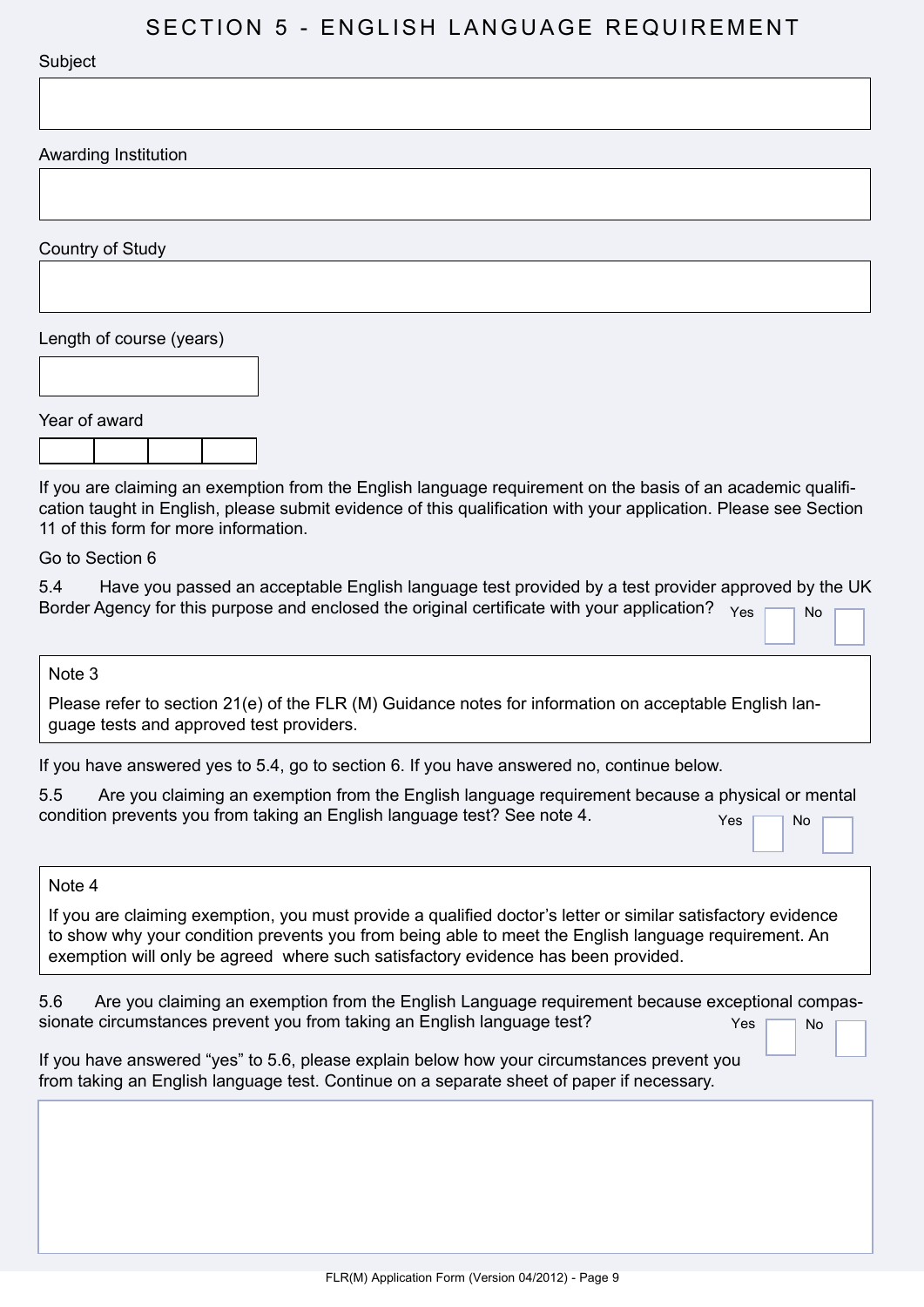# SECTION 5 - ENGLISH LANGUAGE REQUIREMENT

Subject

Awarding Institution

Country of Study

Length of course (years)

Year of award

If you are claiming an exemption from the English language requirement on the basis of an academic qualification taught in English, please submit evidence of this qualification with your application. Please see Section 11 of this form for more information.

Go to Section 6

5.4 Have you passed an acceptable English language test provided by a test provider approved by the UK Border Agency for this purpose and enclosed the original certificate with your application? Yes ☐ No ☐

> **Note 3**
>
> Please refer to section 21(e) of the FLR (M) Guidance notes for information on acceptable English language tests and approved test providers.

If you have answered yes to 5.4, go to section 6. If you have answered no, continue below.

5.5 Are you claiming an exemption from the English language requirement because a physical or mental condition prevents you from taking an English language test? See note 4. Yes ☐ No ☐

> **Note 4**
>
> If you are claiming exemption, you must provide a qualified doctor's letter or similar satisfactory evidence to show why your condition prevents you from being able to meet the English language requirement. An exemption will only be agreed where such satisfactory evidence has been provided.

5.6 Are you claiming an exemption from the English Language requirement because exceptional compassionate circumstances prevent you from taking an English language test? Yes ☐ No ☐

If you have answered "yes" to 5.6, please explain below how your circumstances prevent you from taking an English language test. Continue on a separate sheet of paper if necessary.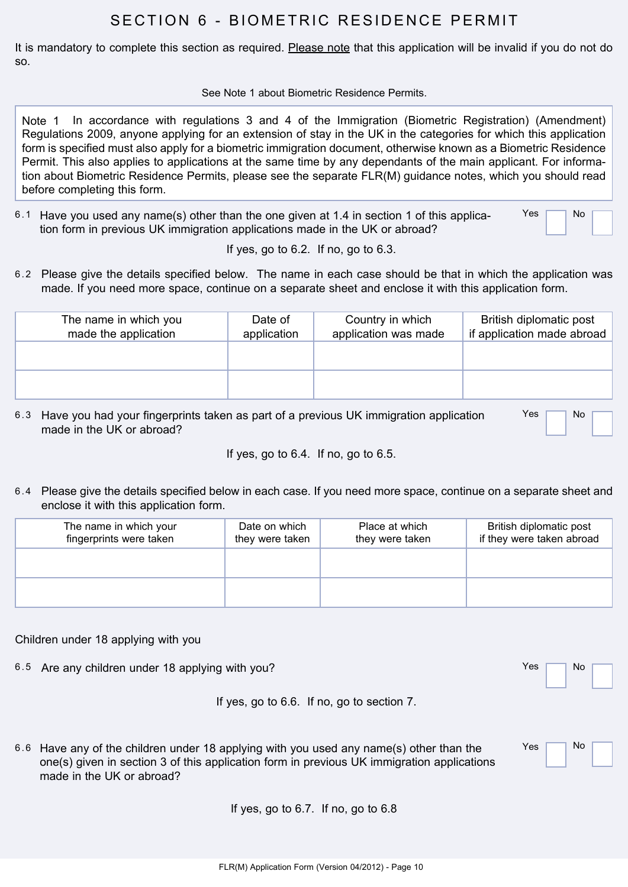# SECTION 6 - BIOMETRIC RESIDENCE PERMIT

It is mandatory to complete this section as required. Please note that this application will be invalid if you do not do so.

See Note 1 about Biometric Residence Permits.

> Note 1 In accordance with regulations 3 and 4 of the Immigration (Biometric Registration) (Amendment) Regulations 2009, anyone applying for an extension of stay in the UK in the categories for which this application form is specified must also apply for a biometric immigration document, otherwise known as a Biometric Residence Permit. This also applies to applications at the same time by any dependants of the main applicant. For information about Biometric Residence Permits, please see the separate FLR(M) guidance notes, which you should read before completing this form.

6.1 Have you used any name(s) other than the one given at 1.4 in section 1 of this application form in previous UK immigration applications made in the UK or abroad? Yes ☐ No ☐

If yes, go to 6.2. If no, go to 6.3.

6.2 Please give the details specified below. The name in each case should be that in which the application was made. If you need more space, continue on a separate sheet and enclose it with this application form.

| The name in which you made the application | Date of application | Country in which application was made | British diplomatic post if application made abroad |
|---|---|---|---|
| | | | |
| | | | |

6.3 Have you had your fingerprints taken as part of a previous UK immigration application made in the UK or abroad? Yes ☐ No ☐

If yes, go to 6.4. If no, go to 6.5.

6.4 Please give the details specified below in each case. If you need more space, continue on a separate sheet and enclose it with this application form.

| The name in which your fingerprints were taken | Date on which they were taken | Place at which they were taken | British diplomatic post if they were taken abroad |
|---|---|---|---|
| | | | |
| | | | |

Children under 18 applying with you

6.5 Are any children under 18 applying with you? Yes ☐ No ☐

If yes, go to 6.6. If no, go to section 7.

6.6 Have any of the children under 18 applying with you used any name(s) other than the one(s) given in section 3 of this application form in previous UK immigration applications made in the UK or abroad? Yes ☐ No ☐

If yes, go to 6.7. If no, go to 6.8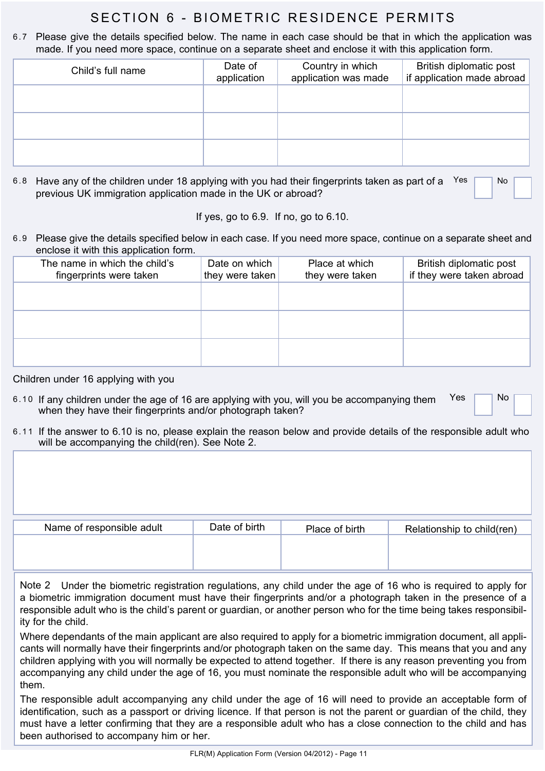# SECTION 6 - BIOMETRIC RESIDENCE PERMITS

6.7 Please give the details specified below. The name in each case should be that in which the application was made. If you need more space, continue on a separate sheet and enclose it with this application form.

| Child's full name | Date of application | Country in which application was made | British diplomatic post if application made abroad |
|---|---|---|---|
| | | | |
| | | | |
| | | | |

6.8 Have any of the children under 18 applying with you had their fingerprints taken as part of a previous UK immigration application made in the UK or abroad? Yes ☐ No ☐

If yes, go to 6.9. If no, go to 6.10.

6.9 Please give the details specified below in each case. If you need more space, continue on a separate sheet and enclose it with this application form.

| The name in which the child's fingerprints were taken | Date on which they were taken | Place at which they were taken | British diplomatic post if they were taken abroad |
|---|---|---|---|
| | | | |
| | | | |
| | | | |

Children under 16 applying with you

6.10 If any children under the age of 16 are applying with you, will you be accompanying them when they have their fingerprints and/or photograph taken? Yes ☐ No ☐

6.11 If the answer to 6.10 is no, please explain the reason below and provide details of the responsible adult who will be accompanying the child(ren). See Note 2.

| Name of responsible adult | Date of birth | Place of birth | Relationship to child(ren) |
|---|---|---|---|
| | | | |

Note 2 Under the biometric registration regulations, any child under the age of 16 who is required to apply for a biometric immigration document must have their fingerprints and/or a photograph taken in the presence of a responsible adult who is the child's parent or guardian, or another person who for the time being takes responsibility for the child.

Where dependants of the main applicant are also required to apply for a biometric immigration document, all applicants will normally have their fingerprints and/or photograph taken on the same day. This means that you and any children applying with you will normally be expected to attend together. If there is any reason preventing you from accompanying any child under the age of 16, you must nominate the responsible adult who will be accompanying them.

The responsible adult accompanying any child under the age of 16 will need to provide an acceptable form of identification, such as a passport or driving licence. If that person is not the parent or guardian of the child, they must have a letter confirming that they are a responsible adult who has a close connection to the child and has been authorised to accompany him or her.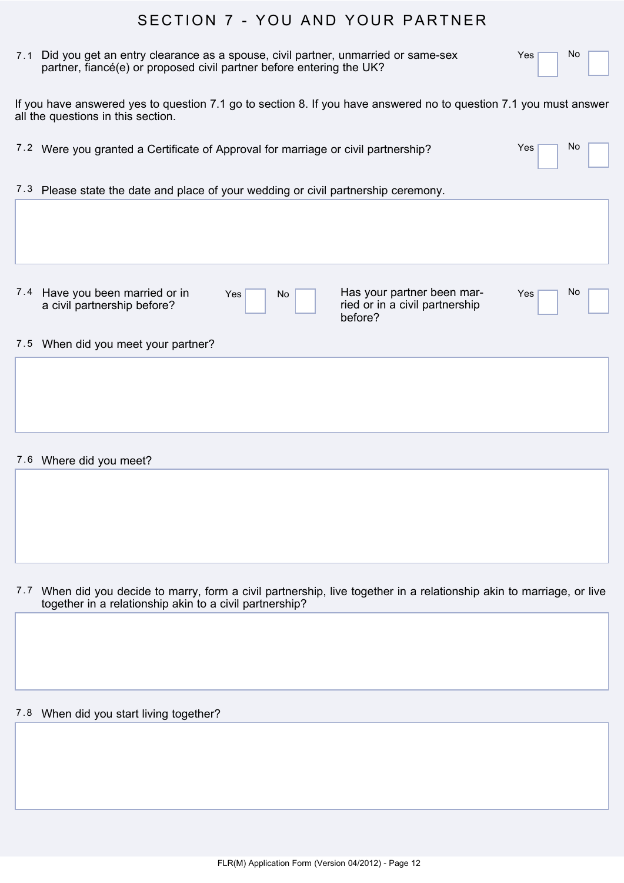# SECTION 7 - YOU AND YOUR PARTNER

7.1 Did you get an entry clearance as a spouse, civil partner, unmarried or same-sex partner, fiancé(e) or proposed civil partner before entering the UK?

Yes ☐ No ☐

If you have answered yes to question 7.1 go to section 8. If you have answered no to question 7.1 you must answer all the questions in this section.

7.2 Were you granted a Certificate of Approval for marriage or civil partnership?

Yes ☐ No ☐

7.3 Please state the date and place of your wedding or civil partnership ceremony.

7.4 Have you been married or in a civil partnership before?

Yes ☐ No ☐

Has your partner been married or in a civil partnership before?

Yes ☐ No ☐

7.5 When did you meet your partner?

7.6 Where did you meet?

7.7 When did you decide to marry, form a civil partnership, live together in a relationship akin to marriage, or live together in a relationship akin to a civil partnership?

7.8 When did you start living together?

FLR(M) Application Form (Version 04/2012)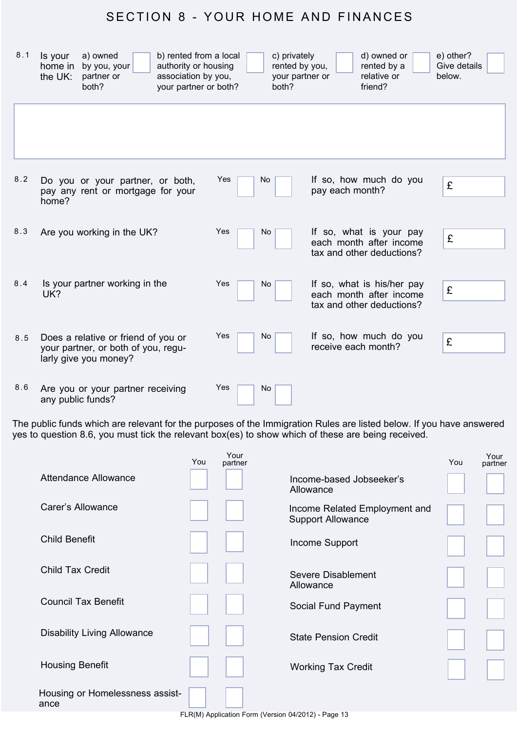# SECTION 8 - YOUR HOME AND FINANCES

**8.1** Is your home in the UK:

| | |
|---|---|
| a) owned by you, your partner or both? | ☐ |
| b) rented from a local authority or housing association by you, your partner or both? | ☐ |
| c) privately rented by you, your partner or both? | ☐ |
| d) owned or rented by a relative or friend? | ☐ |
| e) other? Give details below. | ☐ |

[ ]

| No. | Question | Yes | No | If so | Amount |
|---|---|---|---|---|---|
| 8.2 | Do you or your partner, or both, pay any rent or mortgage for your home? | ☐ | ☐ | If so, how much do you pay each month? | £ |
| 8.3 | Are you working in the UK? | ☐ | ☐ | If so, what is your pay each month after income tax and other deductions? | £ |
| 8.4 | Is your partner working in the UK? | ☐ | ☐ | If so, what is his/her pay each month after income tax and other deductions? | £ |
| 8.5 | Does a relative or friend of you or your partner, or both of you, regularly give you money? | ☐ | ☐ | If so, how much do you receive each month? | £ |
| 8.6 | Are you or your partner receiving any public funds? | ☐ | ☐ | | |

The public funds which are relevant for the purposes of the Immigration Rules are listed below. If you have answered yes to question 8.6, you must tick the relevant box(es) to show which of these are being received.

| | You | Your partner |
|---|---|---|
| Attendance Allowance | ☐ | ☐ |
| Carer's Allowance | ☐ | ☐ |
| Child Benefit | ☐ | ☐ |
| Child Tax Credit | ☐ | ☐ |
| Council Tax Benefit | ☐ | ☐ |
| Disability Living Allowance | ☐ | ☐ |
| Housing Benefit | ☐ | ☐ |
| Housing or Homelessness assistance | ☐ | ☐ |
| Income-based Jobseeker's Allowance | ☐ | ☐ |
| Income Related Employment and Support Allowance | ☐ | ☐ |
| Income Support | ☐ | ☐ |
| Severe Disablement Allowance | ☐ | ☐ |
| Social Fund Payment | ☐ | ☐ |
| State Pension Credit | ☐ | ☐ |
| Working Tax Credit | ☐ | ☐ |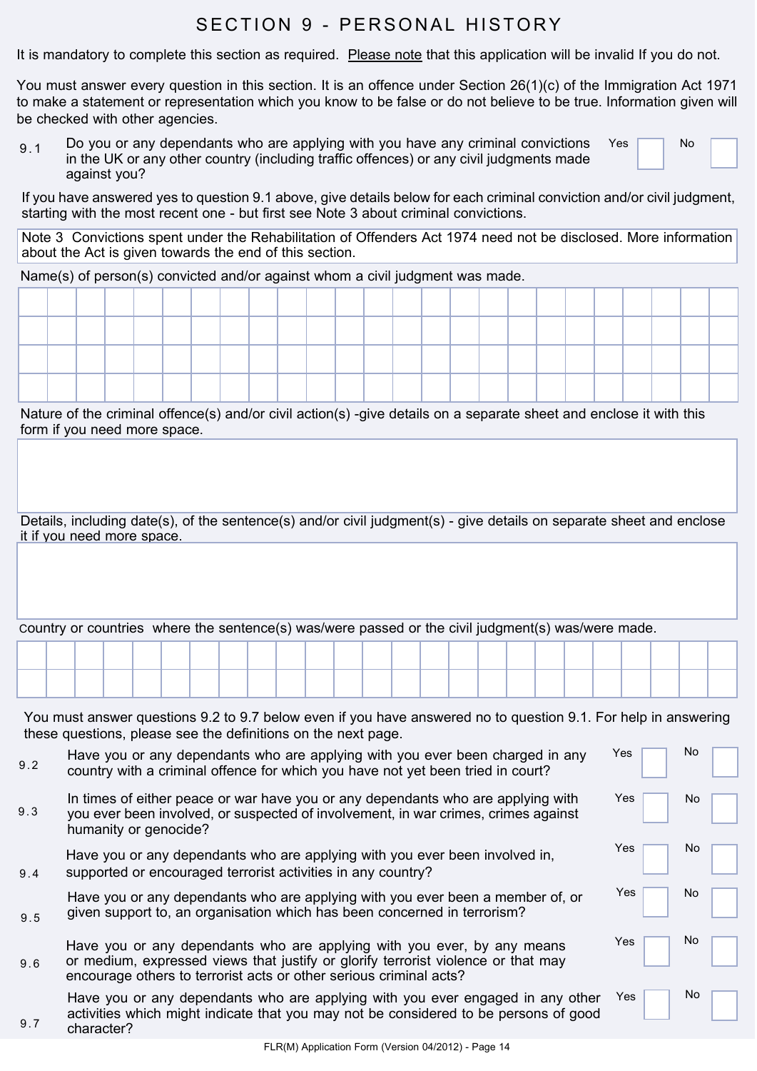# SECTION 9 - PERSONAL HISTORY

It is mandatory to complete this section as required. Please note that this application will be invalid If you do not.

You must answer every question in this section. It is an offence under Section 26(1)(c) of the Immigration Act 1971 to make a statement or representation which you know to be false or do not believe to be true. Information given will be checked with other agencies.

9.1 Do you or any dependants who are applying with you have any criminal convictions in the UK or any other country (including traffic offences) or any civil judgments made against you? Yes ☐ No ☐

If you have answered yes to question 9.1 above, give details below for each criminal conviction and/or civil judgment, starting with the most recent one - but first see Note 3 about criminal convictions.

Note 3 Convictions spent under the Rehabilitation of Offenders Act 1974 need not be disclosed. More information about the Act is given towards the end of this section.

Name(s) of person(s) convicted and/or against whom a civil judgment was made.

Nature of the criminal offence(s) and/or civil action(s) -give details on a separate sheet and enclose it with this form if you need more space.

Details, including date(s), of the sentence(s) and/or civil judgment(s) - give details on separate sheet and enclose it if you need more space.

Country or countries where the sentence(s) was/were passed or the civil judgment(s) was/were made.

You must answer questions 9.2 to 9.7 below even if you have answered no to question 9.1. For help in answering these questions, please see the definitions on the next page.

9.2 Have you or any dependants who are applying with you ever been charged in any country with a criminal offence for which you have not yet been tried in court? Yes ☐ No ☐

9.3 In times of either peace or war have you or any dependants who are applying with you ever been involved, or suspected of involvement, in war crimes, crimes against humanity or genocide? Yes ☐ No ☐

9.4 Have you or any dependants who are applying with you ever been involved in, supported or encouraged terrorist activities in any country? Yes ☐ No ☐

9.5 Have you or any dependants who are applying with you ever been a member of, or given support to, an organisation which has been concerned in terrorism? Yes ☐ No ☐

9.6 Have you or any dependants who are applying with you ever, by any means or medium, expressed views that justify or glorify terrorist violence or that may encourage others to terrorist acts or other serious criminal acts? Yes ☐ No ☐

9.7 Have you or any dependants who are applying with you ever engaged in any other activities which might indicate that you may not be considered to be persons of good character? Yes ☐ No ☐

FLR(M) Application Form (Version 04/2012) - Page 14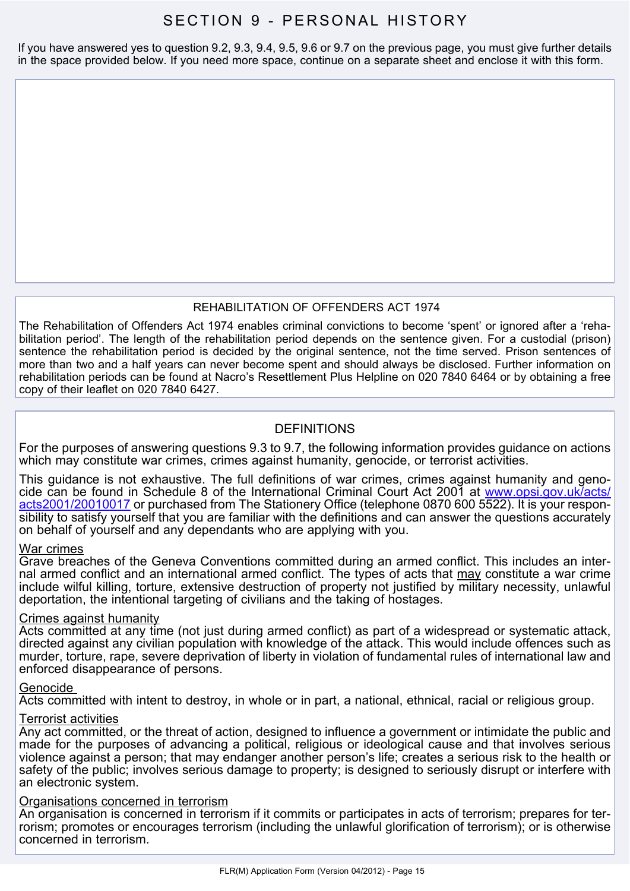# SECTION 9 - PERSONAL HISTORY

If you have answered yes to question 9.2, 9.3, 9.4, 9.5, 9.6 or 9.7 on the previous page, you must give further details in the space provided below. If you need more space, continue on a separate sheet and enclose it with this form.

## REHABILITATION OF OFFENDERS ACT 1974

The Rehabilitation of Offenders Act 1974 enables criminal convictions to become 'spent' or ignored after a 'rehabilitation period'. The length of the rehabilitation period depends on the sentence given. For a custodial (prison) sentence the rehabilitation period is decided by the original sentence, not the time served. Prison sentences of more than two and a half years can never become spent and should always be disclosed. Further information on rehabilitation periods can be found at Nacro's Resettlement Plus Helpline on 020 7840 6464 or by obtaining a free copy of their leaflet on 020 7840 6427.

## DEFINITIONS

For the purposes of answering questions 9.3 to 9.7, the following information provides guidance on actions which may constitute war crimes, crimes against humanity, genocide, or terrorist activities.

This guidance is not exhaustive. The full definitions of war crimes, crimes against humanity and genocide can be found in Schedule 8 of the International Criminal Court Act 2001 at www.opsi.gov.uk/acts/acts2001/20010017 or purchased from The Stationery Office (telephone 0870 600 5522). It is your responsibility to satisfy yourself that you are familiar with the definitions and can answer the questions accurately on behalf of yourself and any dependants who are applying with you.

**War crimes**
Grave breaches of the Geneva Conventions committed during an armed conflict. This includes an internal armed conflict and an international armed conflict. The types of acts that may constitute a war crime include wilful killing, torture, extensive destruction of property not justified by military necessity, unlawful deportation, the intentional targeting of civilians and the taking of hostages.

**Crimes against humanity**
Acts committed at any time (not just during armed conflict) as part of a widespread or systematic attack, directed against any civilian population with knowledge of the attack. This would include offences such as murder, torture, rape, severe deprivation of liberty in violation of fundamental rules of international law and enforced disappearance of persons.

**Genocide**
Acts committed with intent to destroy, in whole or in part, a national, ethnical, racial or religious group.

**Terrorist activities**
Any act committed, or the threat of action, designed to influence a government or intimidate the public and made for the purposes of advancing a political, religious or ideological cause and that involves serious violence against a person; that may endanger another person's life; creates a serious risk to the health or safety of the public; involves serious damage to property; is designed to seriously disrupt or interfere with an electronic system.

**Organisations concerned in terrorism**
An organisation is concerned in terrorism if it commits or participates in acts of terrorism; prepares for terrorism; promotes or encourages terrorism (including the unlawful glorification of terrorism); or is otherwise concerned in terrorism.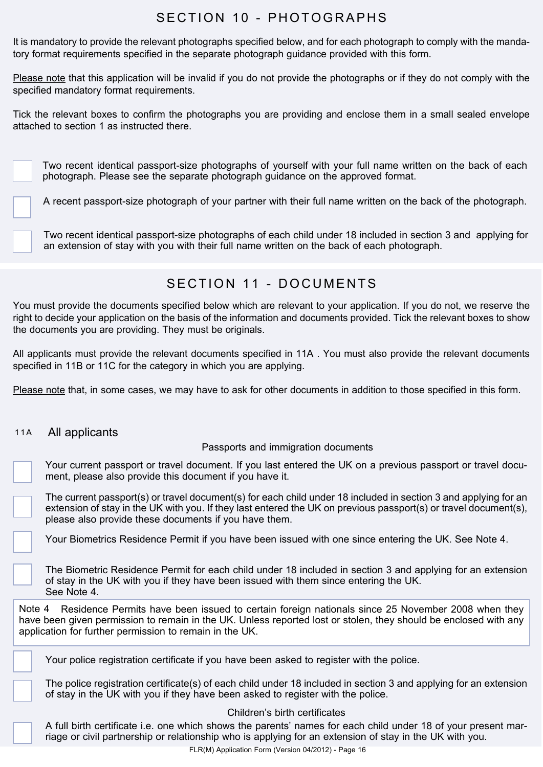# SECTION 10 - PHOTOGRAPHS

It is mandatory to provide the relevant photographs specified below, and for each photograph to comply with the mandatory format requirements specified in the separate photograph guidance provided with this form.

Please note that this application will be invalid if you do not provide the photographs or if they do not comply with the specified mandatory format requirements.

Tick the relevant boxes to confirm the photographs you are providing and enclose them in a small sealed envelope attached to section 1 as instructed there.

- ☐ Two recent identical passport-size photographs of yourself with your full name written on the back of each photograph. Please see the separate photograph guidance on the approved format.
- ☐ A recent passport-size photograph of your partner with their full name written on the back of the photograph.
- ☐ Two recent identical passport-size photographs of each child under 18 included in section 3 and applying for an extension of stay with you with their full name written on the back of each photograph.

# SECTION 11 - DOCUMENTS

You must provide the documents specified below which are relevant to your application. If you do not, we reserve the right to decide your application on the basis of the information and documents provided. Tick the relevant boxes to show the documents you are providing. They must be originals.

All applicants must provide the relevant documents specified in 11A . You must also provide the relevant documents specified in 11B or 11C for the category in which you are applying.

Please note that, in some cases, we may have to ask for other documents in addition to those specified in this form.

## 11A All applicants

### Passports and immigration documents

- ☐ Your current passport or travel document. If you last entered the UK on a previous passport or travel document, please also provide this document if you have it.
- ☐ The current passport(s) or travel document(s) for each child under 18 included in section 3 and applying for an extension of stay in the UK with you. If they last entered the UK on previous passport(s) or travel document(s), please also provide these documents if you have them.
- ☐ Your Biometrics Residence Permit if you have been issued with one since entering the UK. See Note 4.
- ☐ The Biometric Residence Permit for each child under 18 included in section 3 and applying for an extension of stay in the UK with you if they have been issued with them since entering the UK. See Note 4.

> Note 4 Residence Permits have been issued to certain foreign nationals since 25 November 2008 when they have been given permission to remain in the UK. Unless reported lost or stolen, they should be enclosed with any application for further permission to remain in the UK.

- ☐ Your police registration certificate if you have been asked to register with the police.
- ☐ The police registration certificate(s) of each child under 18 included in section 3 and applying for an extension of stay in the UK with you if they have been asked to register with the police.

### Children's birth certificates

- ☐ A full birth certificate i.e. one which shows the parents' names for each child under 18 of your present marriage or civil partnership or relationship who is applying for an extension of stay in the UK with you.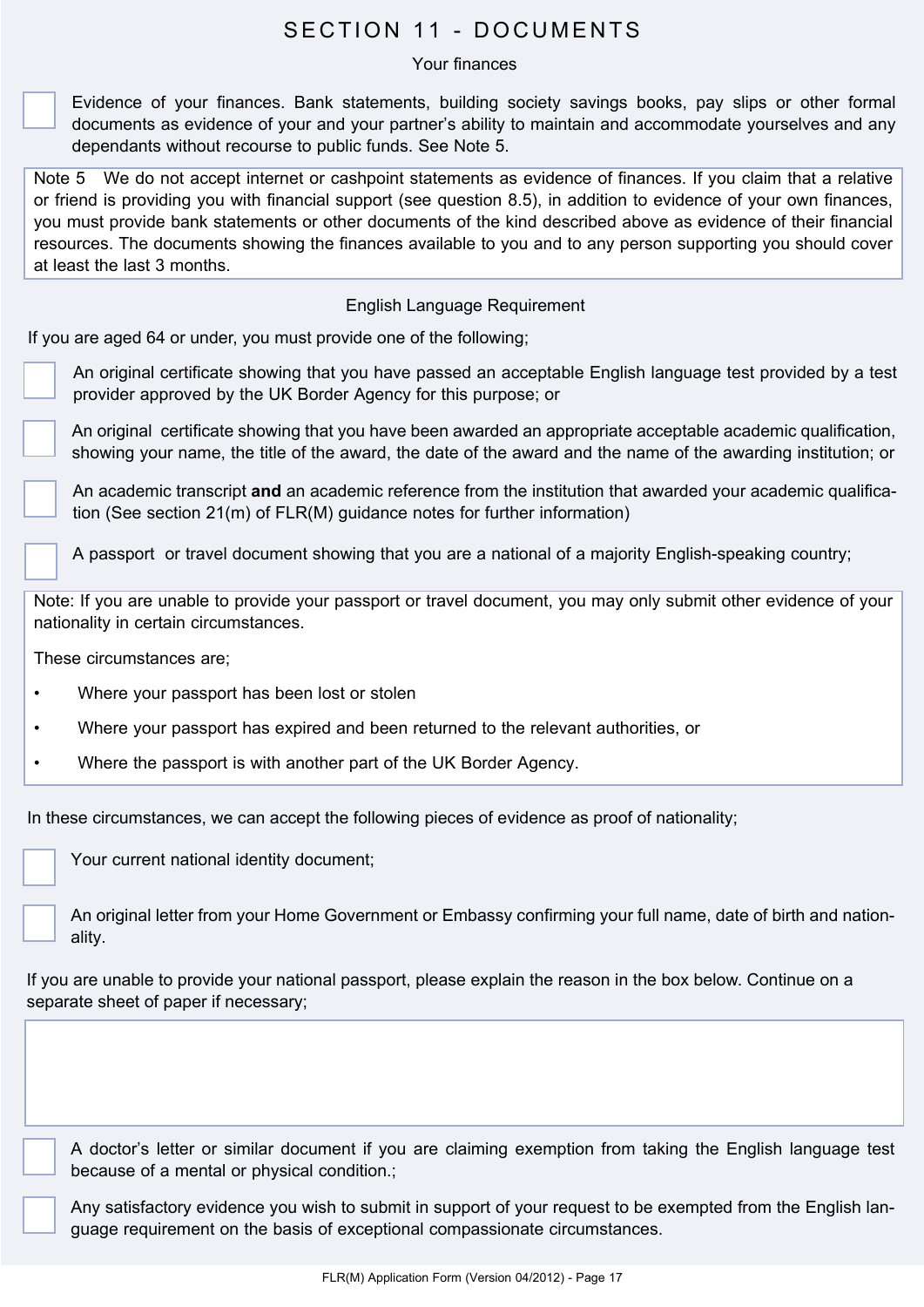# SECTION 11 - DOCUMENTS

## Your finances

- [ ] Evidence of your finances. Bank statements, building society savings books, pay slips or other formal documents as evidence of your and your partner's ability to maintain and accommodate yourselves and any dependants without recourse to public funds. See Note 5.

> Note 5 We do not accept internet or cashpoint statements as evidence of finances. If you claim that a relative or friend is providing you with financial support (see question 8.5), in addition to evidence of your own finances, you must provide bank statements or other documents of the kind described above as evidence of their financial resources. The documents showing the finances available to you and to any person supporting you should cover at least the last 3 months.

## English Language Requirement

If you are aged 64 or under, you must provide one of the following;

- [ ] An original certificate showing that you have passed an acceptable English language test provided by a test provider approved by the UK Border Agency for this purpose; or
- [ ] An original certificate showing that you have been awarded an appropriate acceptable academic qualification, showing your name, the title of the award, the date of the award and the name of the awarding institution; or
- [ ] An academic transcript **and** an academic reference from the institution that awarded your academic qualification (See section 21(m) of FLR(M) guidance notes for further information)
- [ ] A passport or travel document showing that you are a national of a majority English-speaking country;

> Note: If you are unable to provide your passport or travel document, you may only submit other evidence of your nationality in certain circumstances.
>
> These circumstances are;
>
> - Where your passport has been lost or stolen
> - Where your passport has expired and been returned to the relevant authorities, or
> - Where the passport is with another part of the UK Border Agency.

In these circumstances, we can accept the following pieces of evidence as proof of nationality;

- [ ] Your current national identity document;
- [ ] An original letter from your Home Government or Embassy confirming your full name, date of birth and nationality.

If you are unable to provide your national passport, please explain the reason in the box below. Continue on a separate sheet of paper if necessary;

| |
|---|
| |

- [ ] A doctor's letter or similar document if you are claiming exemption from taking the English language test because of a mental or physical condition.;
- [ ] Any satisfactory evidence you wish to submit in support of your request to be exempted from the English language requirement on the basis of exceptional compassionate circumstances.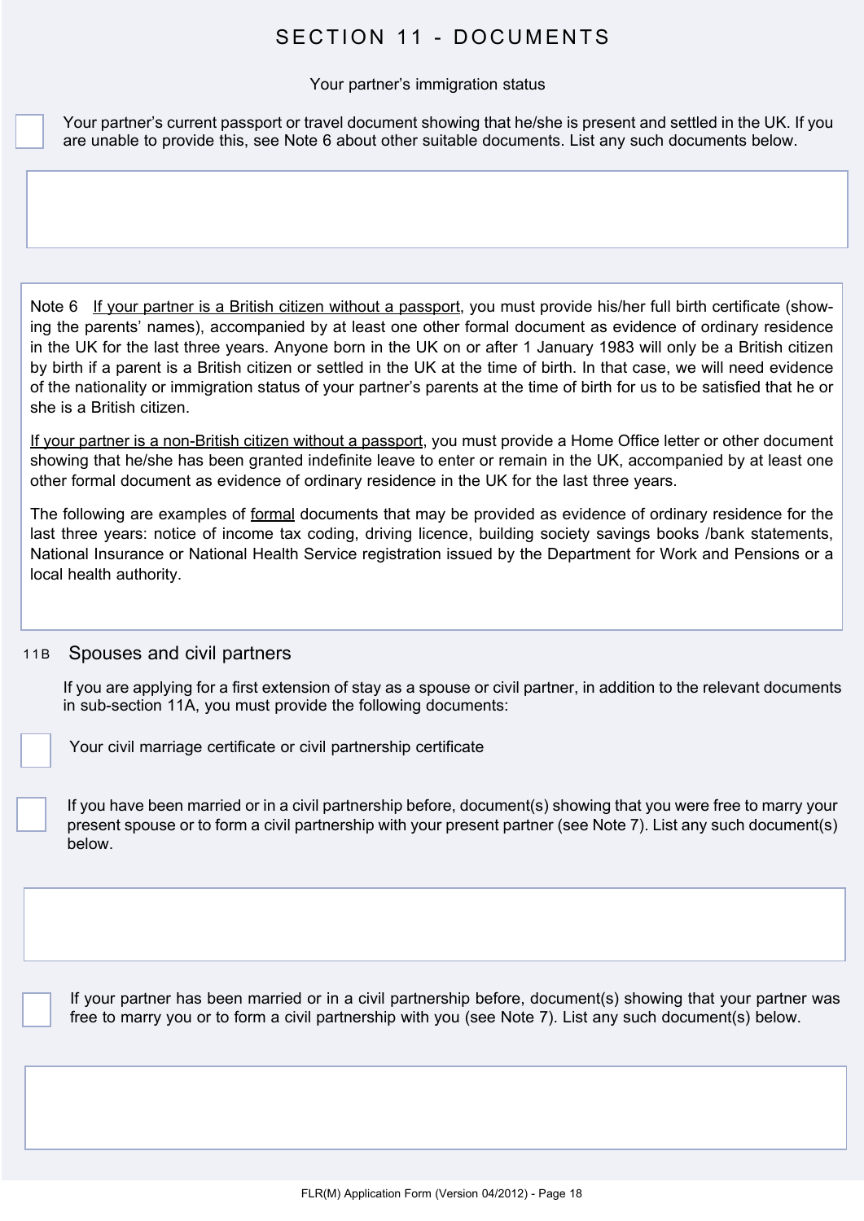# SECTION 11 - DOCUMENTS

Your partner's immigration status

☐ Your partner's current passport or travel document showing that he/she is present and settled in the UK. If you are unable to provide this, see Note 6 about other suitable documents. List any such documents below.

Note 6 If your partner is a British citizen without a passport, you must provide his/her full birth certificate (showing the parents' names), accompanied by at least one other formal document as evidence of ordinary residence in the UK for the last three years. Anyone born in the UK on or after 1 January 1983 will only be a British citizen by birth if a parent is a British citizen or settled in the UK at the time of birth. In that case, we will need evidence of the nationality or immigration status of your partner's parents at the time of birth for us to be satisfied that he or she is a British citizen.

If your partner is a non-British citizen without a passport, you must provide a Home Office letter or other document showing that he/she has been granted indefinite leave to enter or remain in the UK, accompanied by at least one other formal document as evidence of ordinary residence in the UK for the last three years.

The following are examples of formal documents that may be provided as evidence of ordinary residence for the last three years: notice of income tax coding, driving licence, building society savings books /bank statements, National Insurance or National Health Service registration issued by the Department for Work and Pensions or a local health authority.

## 11B Spouses and civil partners

If you are applying for a first extension of stay as a spouse or civil partner, in addition to the relevant documents in sub-section 11A, you must provide the following documents:

☐ Your civil marriage certificate or civil partnership certificate

☐ If you have been married or in a civil partnership before, document(s) showing that you were free to marry your present spouse or to form a civil partnership with your present partner (see Note 7). List any such document(s) below.

☐ If your partner has been married or in a civil partnership before, document(s) showing that your partner was free to marry you or to form a civil partnership with you (see Note 7). List any such document(s) below.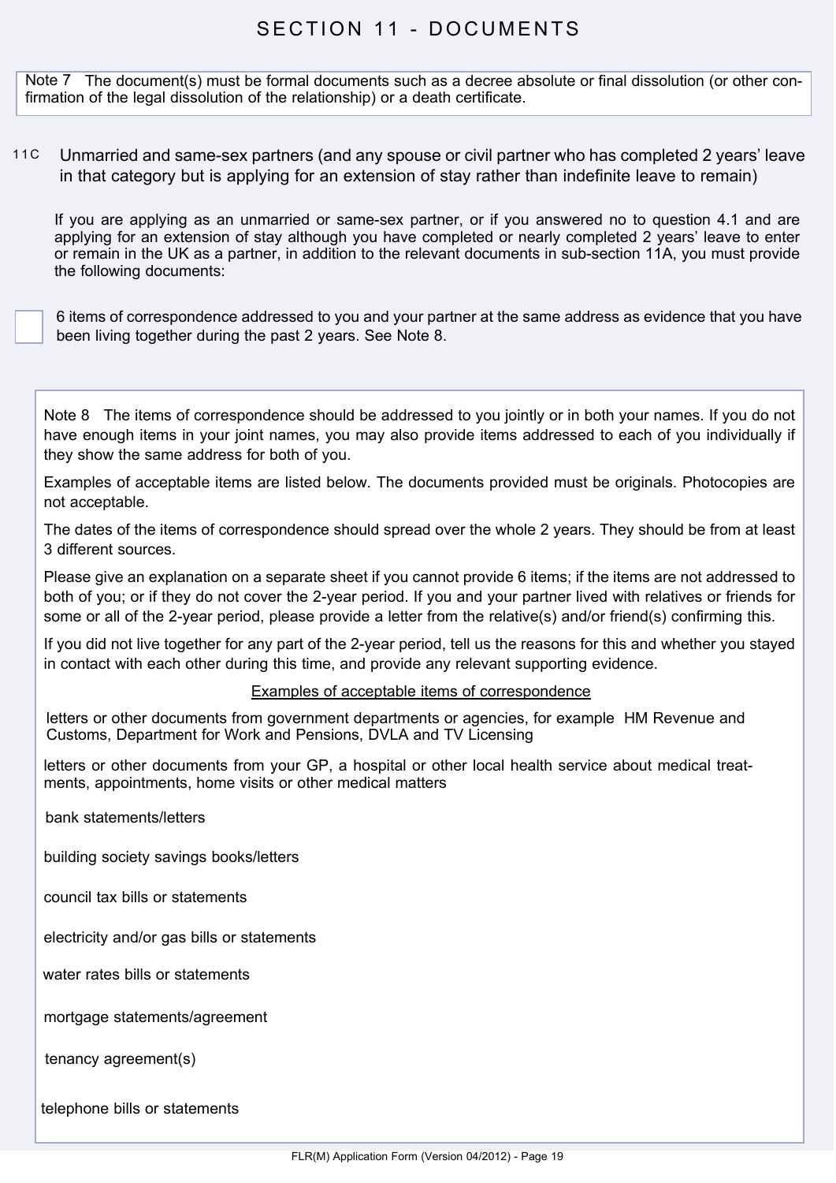# SECTION 11 - DOCUMENTS

Note 7 The document(s) must be formal documents such as a decree absolute or final dissolution (or other confirmation of the legal dissolution of the relationship) or a death certificate.

## 11C Unmarried and same-sex partners (and any spouse or civil partner who has completed 2 years' leave in that category but is applying for an extension of stay rather than indefinite leave to remain)

If you are applying as an unmarried or same-sex partner, or if you answered no to question 4.1 and are applying for an extension of stay although you have completed or nearly completed 2 years' leave to enter or remain in the UK as a partner, in addition to the relevant documents in sub-section 11A, you must provide the following documents:

☐ 6 items of correspondence addressed to you and your partner at the same address as evidence that you have been living together during the past 2 years. See Note 8.

Note 8 The items of correspondence should be addressed to you jointly or in both your names. If you do not have enough items in your joint names, you may also provide items addressed to each of you individually if they show the same address for both of you.

Examples of acceptable items are listed below. The documents provided must be originals. Photocopies are not acceptable.

The dates of the items of correspondence should spread over the whole 2 years. They should be from at least 3 different sources.

Please give an explanation on a separate sheet if you cannot provide 6 items; if the items are not addressed to both of you; or if they do not cover the 2-year period. If you and your partner lived with relatives or friends for some or all of the 2-year period, please provide a letter from the relative(s) and/or friend(s) confirming this.

If you did not live together for any part of the 2-year period, tell us the reasons for this and whether you stayed in contact with each other during this time, and provide any relevant supporting evidence.

Examples of acceptable items of correspondence

- letters or other documents from government departments or agencies, for example HM Revenue and Customs, Department for Work and Pensions, DVLA and TV Licensing
- letters or other documents from your GP, a hospital or other local health service about medical treatments, appointments, home visits or other medical matters
- bank statements/letters
- building society savings books/letters
- council tax bills or statements
- electricity and/or gas bills or statements
- water rates bills or statements
- mortgage statements/agreement
- tenancy agreement(s)
- telephone bills or statements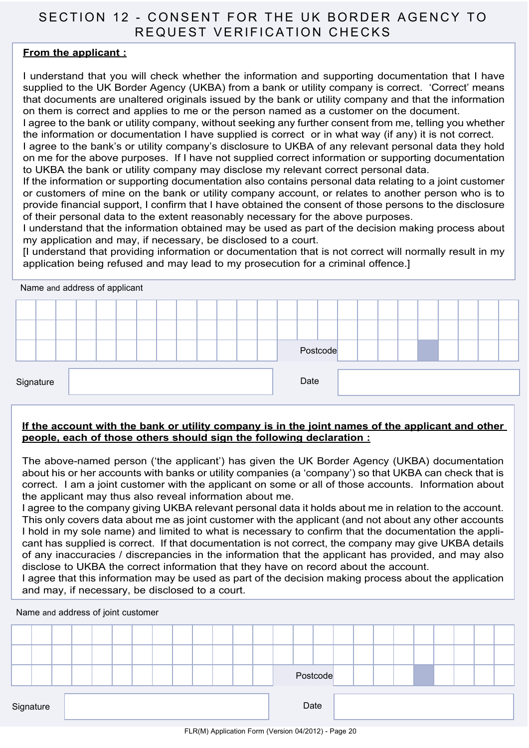# SECTION 12 - CONSENT FOR THE UK BORDER AGENCY TO REQUEST VERIFICATION CHECKS

**From the applicant :**

I understand that you will check whether the information and supporting documentation that I have supplied to the UK Border Agency (UKBA) from a bank or utility company is correct. 'Correct' means that documents are unaltered originals issued by the bank or utility company and that the information on them is correct and applies to me or the person named as a customer on the document.

I agree to the bank or utility company, without seeking any further consent from me, telling you whether the information or documentation I have supplied is correct or in what way (if any) it is not correct.

I agree to the bank's or utility company's disclosure to UKBA of any relevant personal data they hold on me for the above purposes. If I have not supplied correct information or supporting documentation to UKBA the bank or utility company may disclose my relevant correct personal data.

If the information or supporting documentation also contains personal data relating to a joint customer or customers of mine on the bank or utility company account, or relates to another person who is to provide financial support, I confirm that I have obtained the consent of those persons to the disclosure of their personal data to the extent reasonably necessary for the above purposes.

I understand that the information obtained may be used as part of the decision making process about my application and may, if necessary, be disclosed to a court.

[I understand that providing information or documentation that is not correct will normally result in my application being refused and may lead to my prosecution for a criminal offence.]

Name and address of applicant

Postcode

Signature

Date

**If the account with the bank or utility company is in the joint names of the applicant and other people, each of those others should sign the following declaration :**

The above-named person ('the applicant') has given the UK Border Agency (UKBA) documentation about his or her accounts with banks or utility companies (a 'company') so that UKBA can check that is correct. I am a joint customer with the applicant on some or all of those accounts. Information about the applicant may thus also reveal information about me.

I agree to the company giving UKBA relevant personal data it holds about me in relation to the account. This only covers data about me as joint customer with the applicant (and not about any other accounts I hold in my sole name) and limited to what is necessary to confirm that the documentation the applicant has supplied is correct. If that documentation is not correct, the company may give UKBA details of any inaccuracies / discrepancies in the information that the applicant has provided, and may also disclose to UKBA the correct information that they have on record about the account.

I agree that this information may be used as part of the decision making process about the application and may, if necessary, be disclosed to a court.

Name and address of joint customer

Postcode

Signature

Date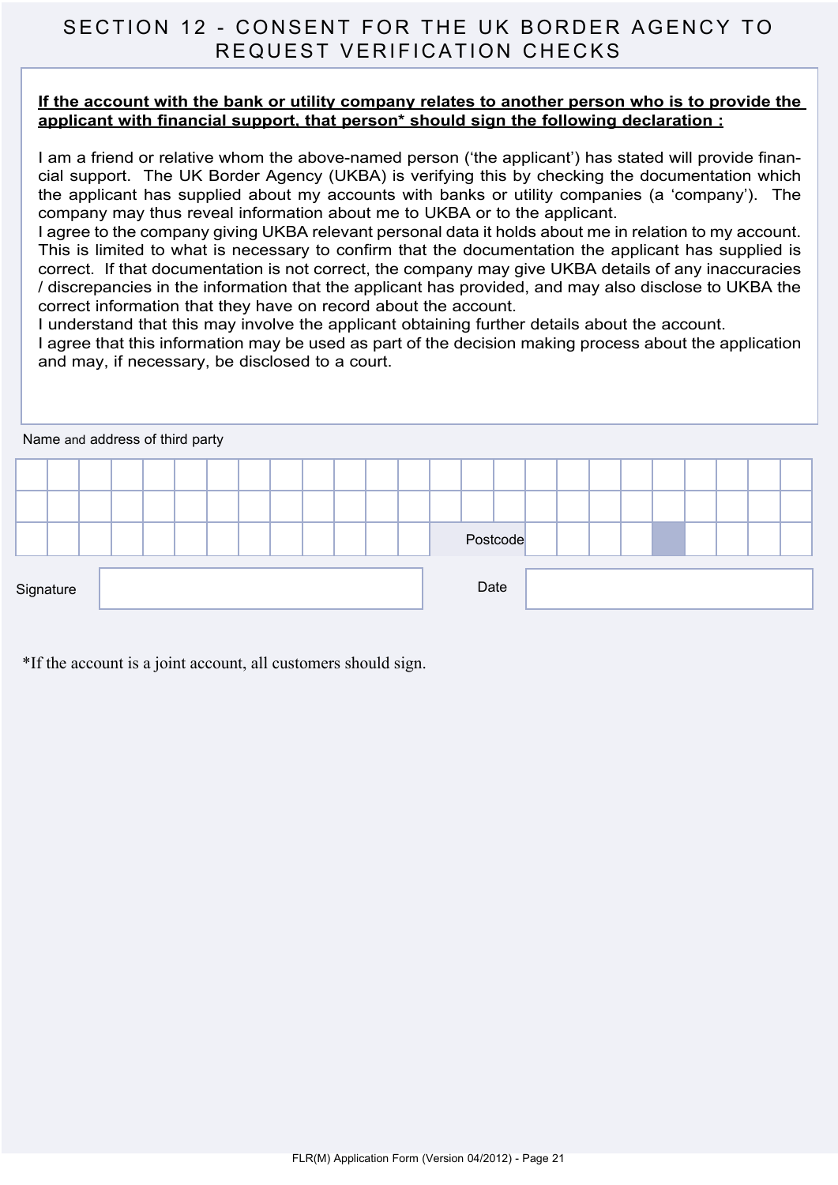# SECTION 12 - CONSENT FOR THE UK BORDER AGENCY TO REQUEST VERIFICATION CHECKS

**If the account with the bank or utility company relates to another person who is to provide the applicant with financial support, that person* should sign the following declaration :**

I am a friend or relative whom the above-named person ('the applicant') has stated will provide financial support. The UK Border Agency (UKBA) is verifying this by checking the documentation which the applicant has supplied about my accounts with banks or utility companies (a 'company'). The company may thus reveal information about me to UKBA or to the applicant.

I agree to the company giving UKBA relevant personal data it holds about me in relation to my account. This is limited to what is necessary to confirm that the documentation the applicant has supplied is correct. If that documentation is not correct, the company may give UKBA details of any inaccuracies / discrepancies in the information that the applicant has provided, and may also disclose to UKBA the correct information that they have on record about the account.

I understand that this may involve the applicant obtaining further details about the account.

I agree that this information may be used as part of the decision making process about the application and may, if necessary, be disclosed to a court.

Name and address of third party

Postcode

Signature

Date

*If the account is a joint account, all customers should sign.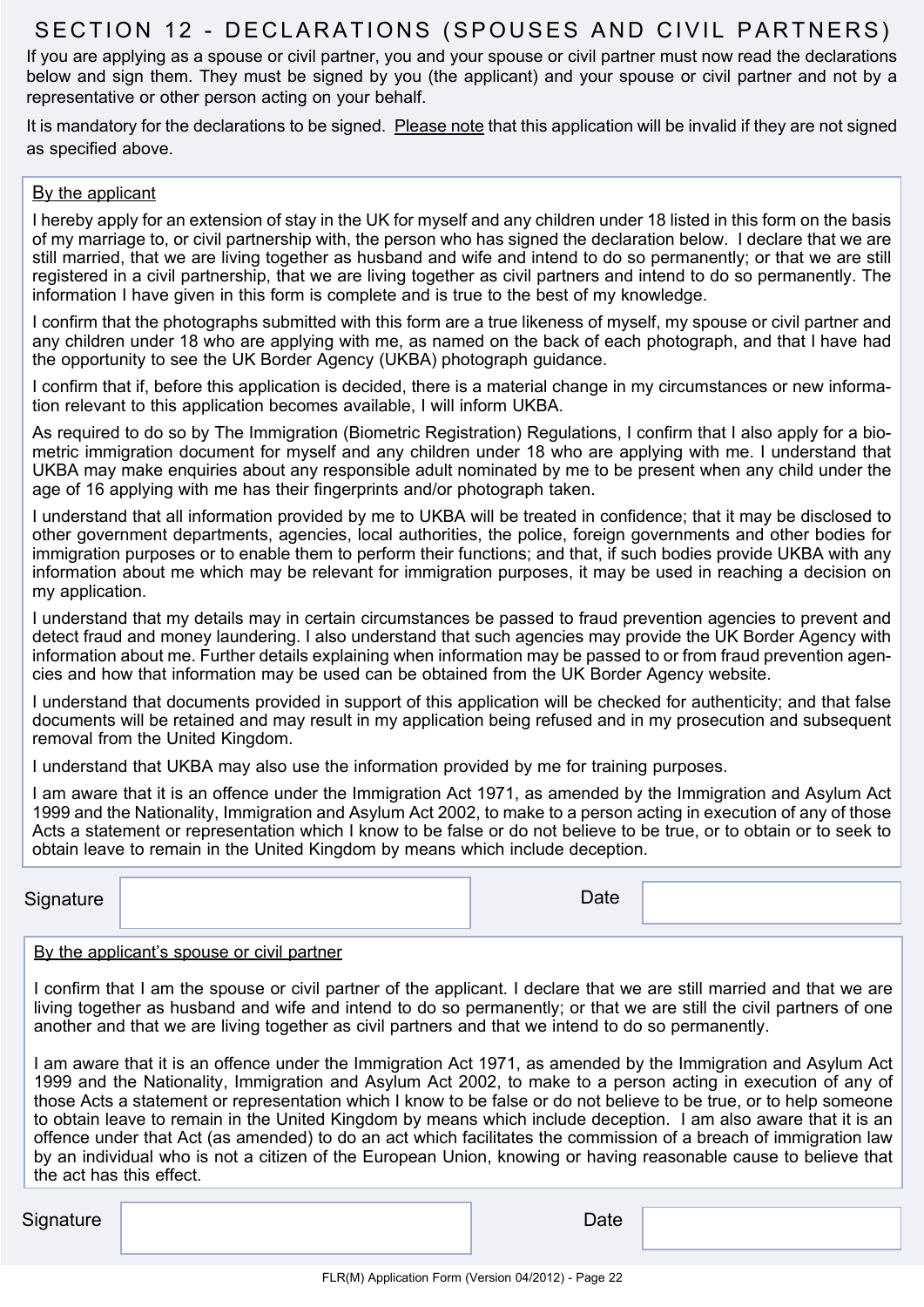# SECTION 12 - DECLARATIONS (SPOUSES AND CIVIL PARTNERS)

If you are applying as a spouse or civil partner, you and your spouse or civil partner must now read the declarations below and sign them. They must be signed by you (the applicant) and your spouse or civil partner and not by a representative or other person acting on your behalf.

It is mandatory for the declarations to be signed. Please note that this application will be invalid if they are not signed as specified above.

## By the applicant

I hereby apply for an extension of stay in the UK for myself and any children under 18 listed in this form on the basis of my marriage to, or civil partnership with, the person who has signed the declaration below. I declare that we are still married, that we are living together as husband and wife and intend to do so permanently; or that we are still registered in a civil partnership, that we are living together as civil partners and intend to do so permanently. The information I have given in this form is complete and is true to the best of my knowledge.

I confirm that the photographs submitted with this form are a true likeness of myself, my spouse or civil partner and any children under 18 who are applying with me, as named on the back of each photograph, and that I have had the opportunity to see the UK Border Agency (UKBA) photograph guidance.

I confirm that if, before this application is decided, there is a material change in my circumstances or new information relevant to this application becomes available, I will inform UKBA.

As required to do so by The Immigration (Biometric Registration) Regulations, I confirm that I also apply for a biometric immigration document for myself and any children under 18 who are applying with me. I understand that UKBA may make enquiries about any responsible adult nominated by me to be present when any child under the age of 16 applying with me has their fingerprints and/or photograph taken.

I understand that all information provided by me to UKBA will be treated in confidence; that it may be disclosed to other government departments, agencies, local authorities, the police, foreign governments and other bodies for immigration purposes or to enable them to perform their functions; and that, if such bodies provide UKBA with any information about me which may be relevant for immigration purposes, it may be used in reaching a decision on my application.

I understand that my details may in certain circumstances be passed to fraud prevention agencies to prevent and detect fraud and money laundering. I also understand that such agencies may provide the UK Border Agency with information about me. Further details explaining when information may be passed to or from fraud prevention agencies and how that information may be used can be obtained from the UK Border Agency website.

I understand that documents provided in support of this application will be checked for authenticity; and that false documents will be retained and may result in my application being refused and in my prosecution and subsequent removal from the United Kingdom.

I understand that UKBA may also use the information provided by me for training purposes.

I am aware that it is an offence under the Immigration Act 1971, as amended by the Immigration and Asylum Act 1999 and the Nationality, Immigration and Asylum Act 2002, to make to a person acting in execution of any of those Acts a statement or representation which I know to be false or do not believe to be true, or to obtain or to seek to obtain leave to remain in the United Kingdom by means which include deception.

| Signature | | Date | |
|---|---|---|---|

## By the applicant's spouse or civil partner

I confirm that I am the spouse or civil partner of the applicant. I declare that we are still married and that we are living together as husband and wife and intend to do so permanently; or that we are still the civil partners of one another and that we are living together as civil partners and that we intend to do so permanently.

I am aware that it is an offence under the Immigration Act 1971, as amended by the Immigration and Asylum Act 1999 and the Nationality, Immigration and Asylum Act 2002, to make to a person acting in execution of any of those Acts a statement or representation which I know to be false or do not believe to be true, or to help someone to obtain leave to remain in the United Kingdom by means which include deception. I am also aware that it is an offence under that Act (as amended) to do an act which facilitates the commission of a breach of immigration law by an individual who is not a citizen of the European Union, knowing or having reasonable cause to believe that the act has this effect.

| Signature | | Date | |
|---|---|---|---|

FLR(M) Application Form (Version 04/2012)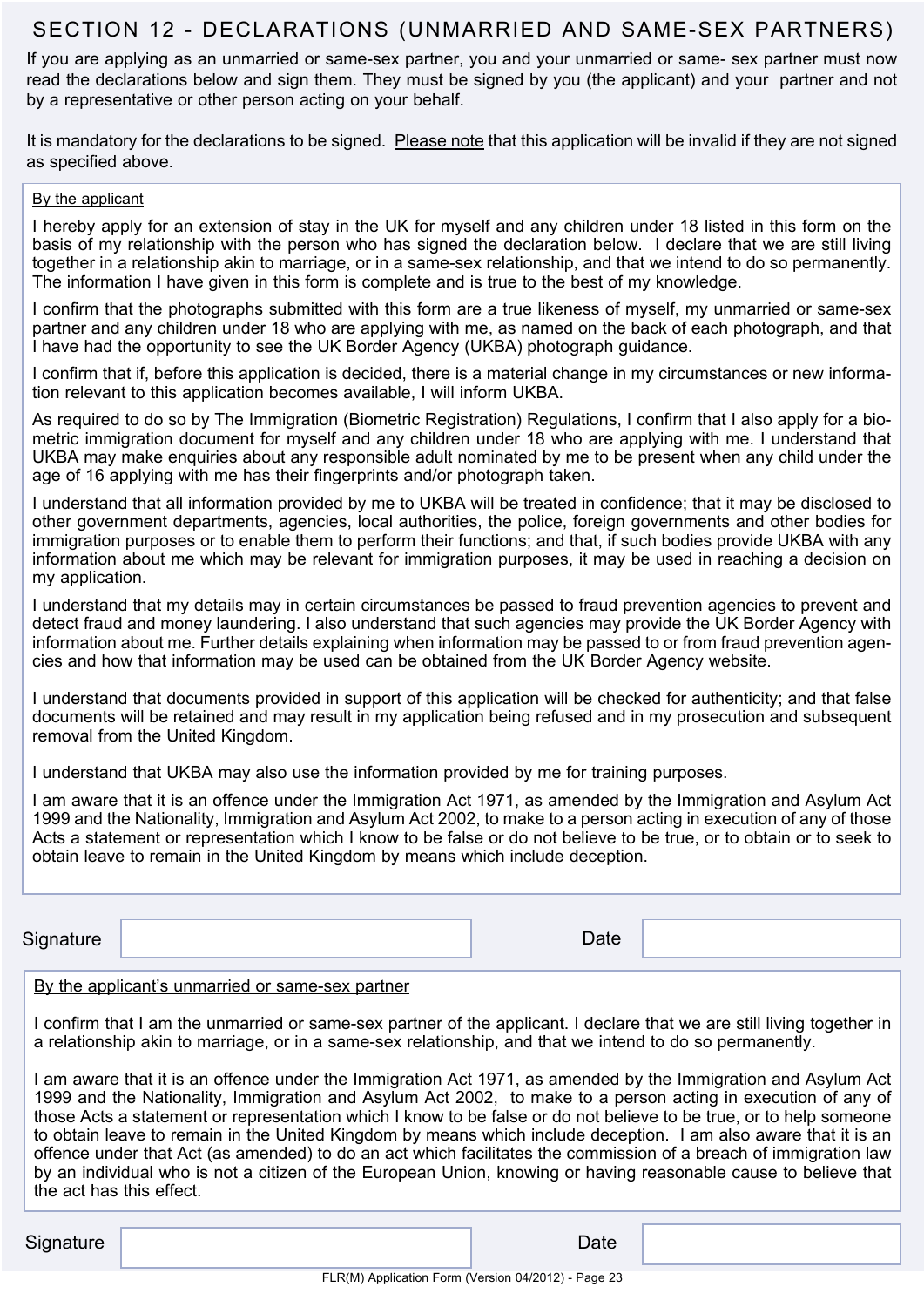## SECTION 12 - DECLARATIONS (UNMARRIED AND SAME-SEX PARTNERS)

If you are applying as an unmarried or same-sex partner, you and your unmarried or same- sex partner must now read the declarations below and sign them. They must be signed by you (the applicant) and your partner and not by a representative or other person acting on your behalf.

It is mandatory for the declarations to be signed. Please note that this application will be invalid if they are not signed as specified above.

By the applicant

I hereby apply for an extension of stay in the UK for myself and any children under 18 listed in this form on the basis of my relationship with the person who has signed the declaration below. I declare that we are still living together in a relationship akin to marriage, or in a same-sex relationship, and that we intend to do so permanently. The information I have given in this form is complete and is true to the best of my knowledge.

I confirm that the photographs submitted with this form are a true likeness of myself, my unmarried or same-sex partner and any children under 18 who are applying with me, as named on the back of each photograph, and that I have had the opportunity to see the UK Border Agency (UKBA) photograph guidance.

I confirm that if, before this application is decided, there is a material change in my circumstances or new information relevant to this application becomes available, I will inform UKBA.

As required to do so by The Immigration (Biometric Registration) Regulations, I confirm that I also apply for a biometric immigration document for myself and any children under 18 who are applying with me. I understand that UKBA may make enquiries about any responsible adult nominated by me to be present when any child under the age of 16 applying with me has their fingerprints and/or photograph taken.

I understand that all information provided by me to UKBA will be treated in confidence; that it may be disclosed to other government departments, agencies, local authorities, the police, foreign governments and other bodies for immigration purposes or to enable them to perform their functions; and that, if such bodies provide UKBA with any information about me which may be relevant for immigration purposes, it may be used in reaching a decision on my application.

I understand that my details may in certain circumstances be passed to fraud prevention agencies to prevent and detect fraud and money laundering. I also understand that such agencies may provide the UK Border Agency with information about me. Further details explaining when information may be passed to or from fraud prevention agencies and how that information may be used can be obtained from the UK Border Agency website.

I understand that documents provided in support of this application will be checked for authenticity; and that false documents will be retained and may result in my application being refused and in my prosecution and subsequent removal from the United Kingdom.

I understand that UKBA may also use the information provided by me for training purposes.

I am aware that it is an offence under the Immigration Act 1971, as amended by the Immigration and Asylum Act 1999 and the Nationality, Immigration and Asylum Act 2002, to make to a person acting in execution of any of those Acts a statement or representation which I know to be false or do not believe to be true, or to obtain or to seek to obtain leave to remain in the United Kingdom by means which include deception.

| Signature | | Date | |
|---|---|---|---|

By the applicant's unmarried or same-sex partner

I confirm that I am the unmarried or same-sex partner of the applicant. I declare that we are still living together in a relationship akin to marriage, or in a same-sex relationship, and that we intend to do so permanently.

I am aware that it is an offence under the Immigration Act 1971, as amended by the Immigration and Asylum Act 1999 and the Nationality, Immigration and Asylum Act 2002, to make to a person acting in execution of any of those Acts a statement or representation which I know to be false or do not believe to be true, or to help someone to obtain leave to remain in the United Kingdom by means which include deception. I am also aware that it is an offence under that Act (as amended) to do an act which facilitates the commission of a breach of immigration law by an individual who is not a citizen of the European Union, knowing or having reasonable cause to believe that the act has this effect.

| Signature | | Date | |
|---|---|---|---|

FLR(M) Application Form (Version 04/2012) - Page 23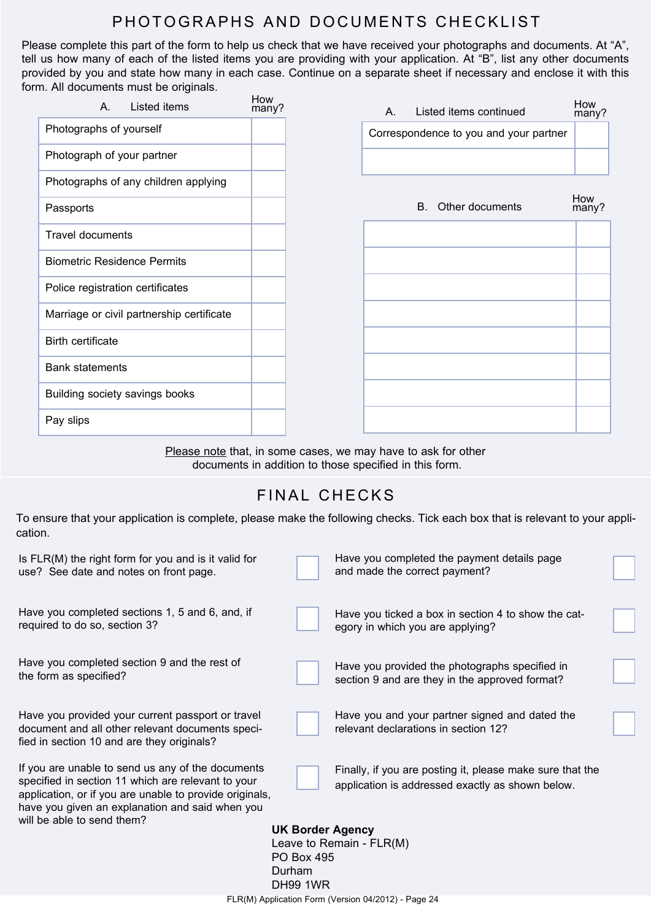# PHOTOGRAPHS AND DOCUMENTS CHECKLIST

Please complete this part of the form to help us check that we have received your photographs and documents. At "A", tell us how many of each of the listed items you are providing with your application. At "B", list any other documents provided by you and state how many in each case. Continue on a separate sheet if necessary and enclose it with this form. All documents must be originals.

| A. Listed items | How many? |
|---|---|
| Photographs of yourself | |
| Photograph of your partner | |
| Photographs of any children applying | |
| Passports | |
| Travel documents | |
| Biometric Residence Permits | |
| Police registration certificates | |
| Marriage or civil partnership certificate | |
| Birth certificate | |
| Bank statements | |
| Building society savings books | |
| Pay slips | |

| A. Listed items continued | How many? |
|---|---|
| Correspondence to you and your partner | |
| | |

| B. Other documents | How many? |
|---|---|
| | |
| | |
| | |
| | |
| | |
| | |
| | |
| | |

Please note that, in some cases, we may have to ask for other documents in addition to those specified in this form.

# FINAL CHECKS

To ensure that your application is complete, please make the following checks. Tick each box that is relevant to your application.

- Is FLR(M) the right form for you and is it valid for use? See date and notes on front page. ☐
- Have you completed sections 1, 5 and 6, and, if required to do so, section 3? ☐
- Have you completed section 9 and the rest of the form as specified? ☐
- Have you provided your current passport or travel document and all other relevant documents specified in section 10 and are they originals? ☐
- If you are unable to send us any of the documents specified in section 11 which are relevant to your application, or if you are unable to provide originals, have you given an explanation and said when you will be able to send them? ☐
- Have you completed the payment details page and made the correct payment? ☐
- Have you ticked a box in section 4 to show the category in which you are applying? ☐
- Have you provided the photographs specified in section 9 and are they in the approved format? ☐
- Have you and your partner signed and dated the relevant declarations in section 12? ☐

Finally, if you are posting it, please make sure that the application is addressed exactly as shown below.

**UK Border Agency**
Leave to Remain - FLR(M)
PO Box 495
Durham
DH99 1WR